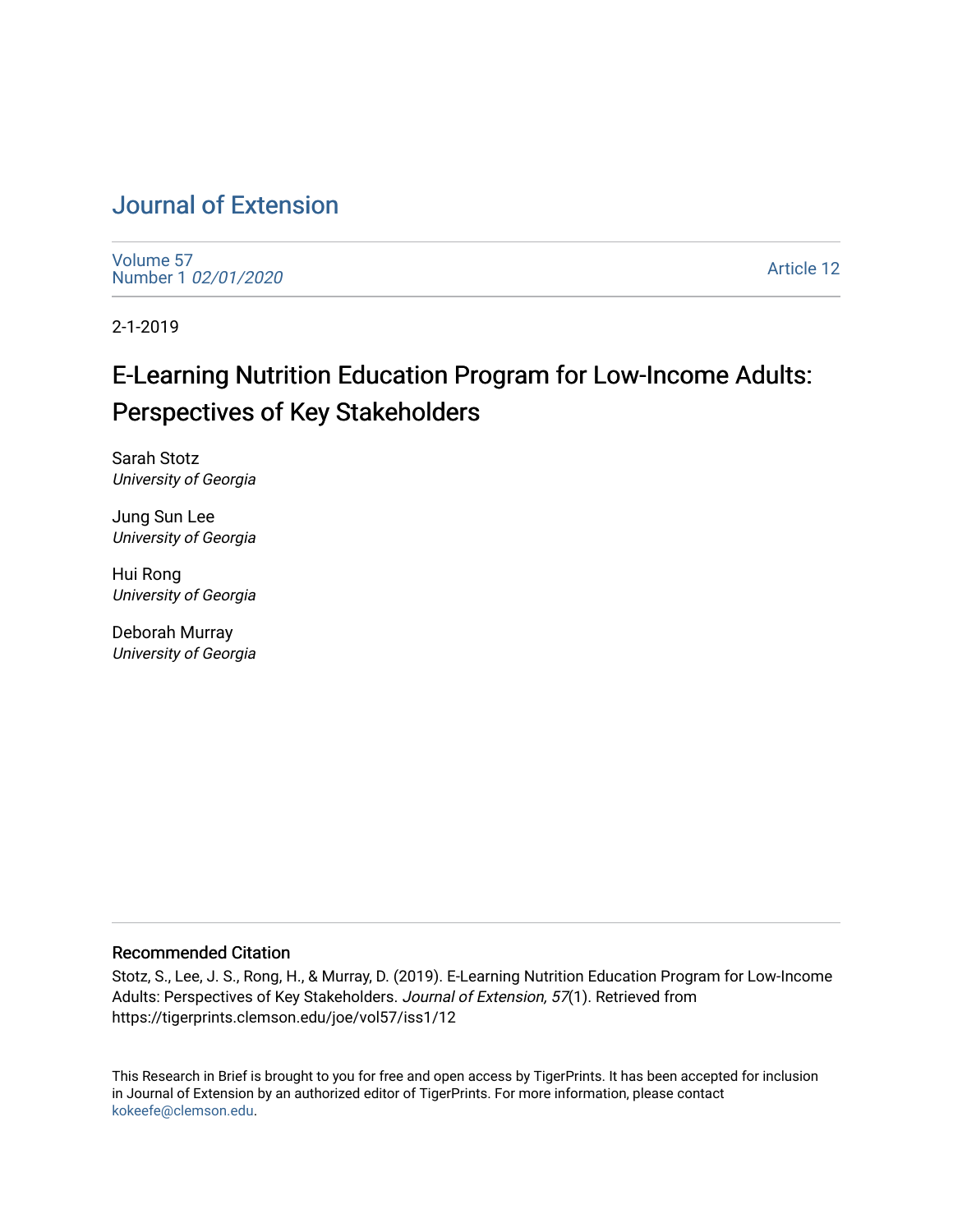# Journal of Extension

Volume 57
Number 1 *02/01/2020*

Article 12

2-1-2019

## E-Learning Nutrition Education Program for Low-Income Adults: Perspectives of Key Stakeholders

Sarah Stotz
*University of Georgia*

Jung Sun Lee
*University of Georgia*

Hui Rong
*University of Georgia*

Deborah Murray
*University of Georgia*

### Recommended Citation

Stotz, S., Lee, J. S., Rong, H., & Murray, D. (2019). E-Learning Nutrition Education Program for Low-Income Adults: Perspectives of Key Stakeholders. *Journal of Extension, 57*(1). Retrieved from https://tigerprints.clemson.edu/joe/vol57/iss1/12

This Research in Brief is brought to you for free and open access by TigerPrints. It has been accepted for inclusion in Journal of Extension by an authorized editor of TigerPrints. For more information, please contact kokeefe@clemson.edu.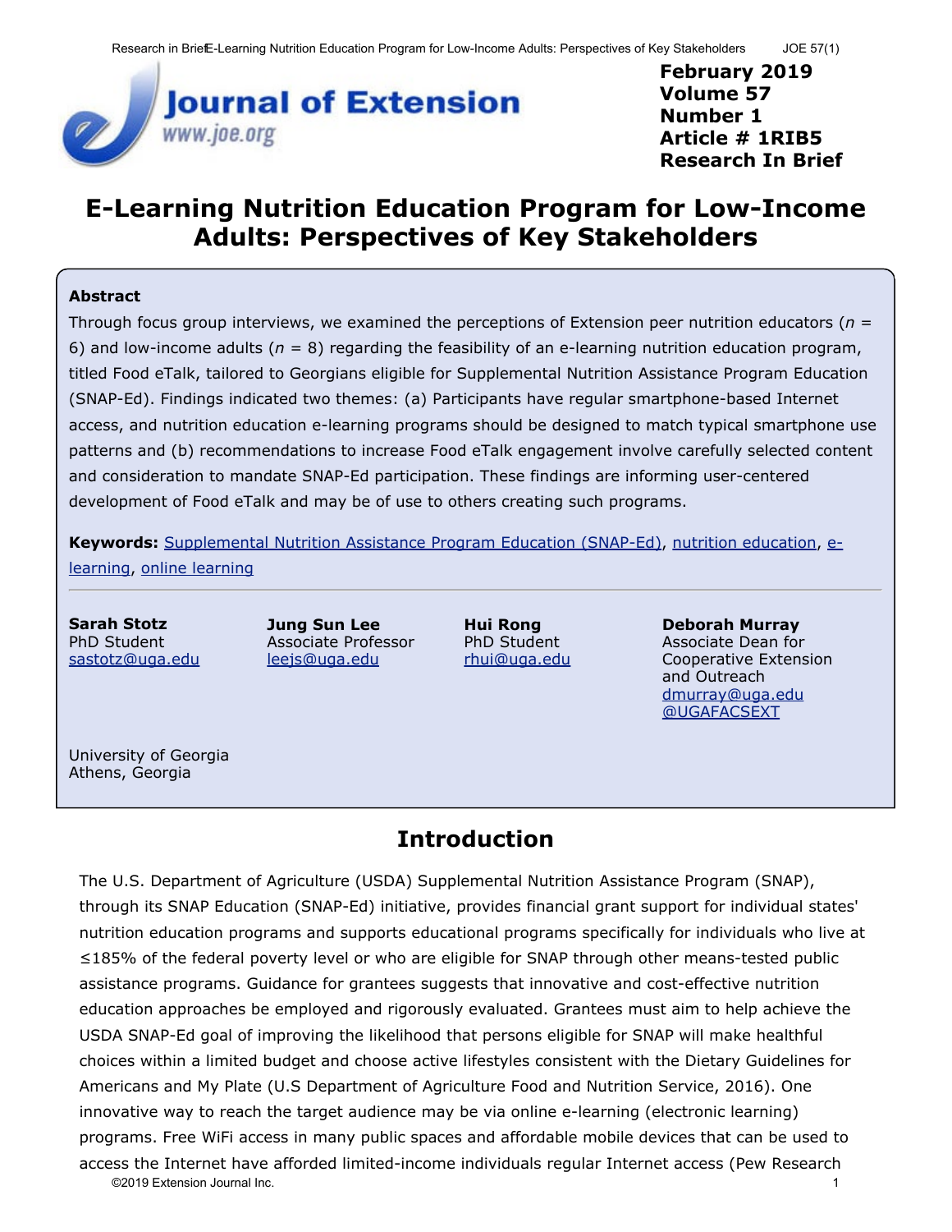# E-Learning Nutrition Education Program for Low-Income Adults: Perspectives of Key Stakeholders

**Abstract**

Through focus group interviews, we examined the perceptions of Extension peer nutrition educators (*n* = 6) and low-income adults (*n* = 8) regarding the feasibility of an e-learning nutrition education program, titled Food eTalk, tailored to Georgians eligible for Supplemental Nutrition Assistance Program Education (SNAP-Ed). Findings indicated two themes: (a) Participants have regular smartphone-based Internet access, and nutrition education e-learning programs should be designed to match typical smartphone use patterns and (b) recommendations to increase Food eTalk engagement involve carefully selected content and consideration to mandate SNAP-Ed participation. These findings are informing user-centered development of Food eTalk and may be of use to others creating such programs.

**Keywords:** Supplemental Nutrition Assistance Program Education (SNAP-Ed), nutrition education, e-learning, online learning

**Sarah Stotz**
PhD Student
sastotz@uga.edu

**Jung Sun Lee**
Associate Professor
leejs@uga.edu

**Hui Rong**
PhD Student
rhui@uga.edu

**Deborah Murray**
Associate Dean for Cooperative Extension and Outreach
dmurray@uga.edu
@UGAFACSEXT

University of Georgia
Athens, Georgia

## Introduction

The U.S. Department of Agriculture (USDA) Supplemental Nutrition Assistance Program (SNAP), through its SNAP Education (SNAP-Ed) initiative, provides financial grant support for individual states' nutrition education programs and supports educational programs specifically for individuals who live at ≤185% of the federal poverty level or who are eligible for SNAP through other means-tested public assistance programs. Guidance for grantees suggests that innovative and cost-effective nutrition education approaches be employed and rigorously evaluated. Grantees must aim to help achieve the USDA SNAP-Ed goal of improving the likelihood that persons eligible for SNAP will make healthful choices within a limited budget and choose active lifestyles consistent with the Dietary Guidelines for Americans and My Plate (U.S Department of Agriculture Food and Nutrition Service, 2016). One innovative way to reach the target audience may be via online e-learning (electronic learning) programs. Free WiFi access in many public spaces and affordable mobile devices that can be used to access the Internet have afforded limited-income individuals regular Internet access (Pew Research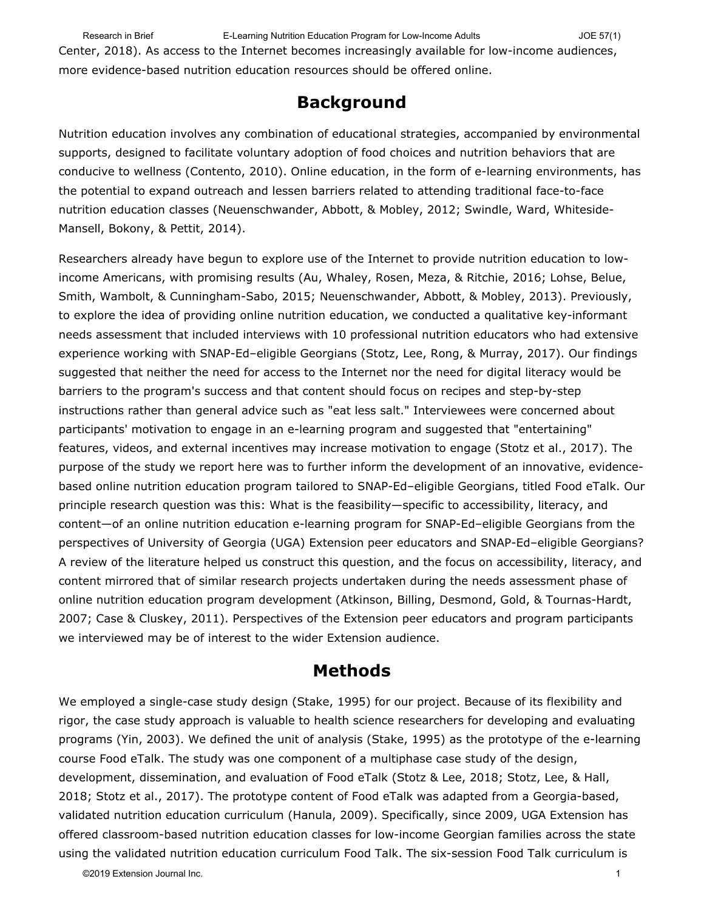Center, 2018). As access to the Internet becomes increasingly available for low-income audiences, more evidence-based nutrition education resources should be offered online.

## Background

Nutrition education involves any combination of educational strategies, accompanied by environmental supports, designed to facilitate voluntary adoption of food choices and nutrition behaviors that are conducive to wellness (Contento, 2010). Online education, in the form of e-learning environments, has the potential to expand outreach and lessen barriers related to attending traditional face-to-face nutrition education classes (Neuenschwander, Abbott, & Mobley, 2012; Swindle, Ward, Whiteside-Mansell, Bokony, & Pettit, 2014).

Researchers already have begun to explore use of the Internet to provide nutrition education to low-income Americans, with promising results (Au, Whaley, Rosen, Meza, & Ritchie, 2016; Lohse, Belue, Smith, Wambolt, & Cunningham-Sabo, 2015; Neuenschwander, Abbott, & Mobley, 2013). Previously, to explore the idea of providing online nutrition education, we conducted a qualitative key-informant needs assessment that included interviews with 10 professional nutrition educators who had extensive experience working with SNAP-Ed–eligible Georgians (Stotz, Lee, Rong, & Murray, 2017). Our findings suggested that neither the need for access to the Internet nor the need for digital literacy would be barriers to the program's success and that content should focus on recipes and step-by-step instructions rather than general advice such as "eat less salt." Interviewees were concerned about participants' motivation to engage in an e-learning program and suggested that "entertaining" features, videos, and external incentives may increase motivation to engage (Stotz et al., 2017). The purpose of the study we report here was to further inform the development of an innovative, evidence-based online nutrition education program tailored to SNAP-Ed–eligible Georgians, titled Food eTalk. Our principle research question was this: What is the feasibility—specific to accessibility, literacy, and content—of an online nutrition education e-learning program for SNAP-Ed–eligible Georgians from the perspectives of University of Georgia (UGA) Extension peer educators and SNAP-Ed–eligible Georgians? A review of the literature helped us construct this question, and the focus on accessibility, literacy, and content mirrored that of similar research projects undertaken during the needs assessment phase of online nutrition education program development (Atkinson, Billing, Desmond, Gold, & Tournas-Hardt, 2007; Case & Cluskey, 2011). Perspectives of the Extension peer educators and program participants we interviewed may be of interest to the wider Extension audience.

## Methods

We employed a single-case study design (Stake, 1995) for our project. Because of its flexibility and rigor, the case study approach is valuable to health science researchers for developing and evaluating programs (Yin, 2003). We defined the unit of analysis (Stake, 1995) as the prototype of the e-learning course Food eTalk. The study was one component of a multiphase case study of the design, development, dissemination, and evaluation of Food eTalk (Stotz & Lee, 2018; Stotz, Lee, & Hall, 2018; Stotz et al., 2017). The prototype content of Food eTalk was adapted from a Georgia-based, validated nutrition education curriculum (Hanula, 2009). Specifically, since 2009, UGA Extension has offered classroom-based nutrition education classes for low-income Georgian families across the state using the validated nutrition education curriculum Food Talk. The six-session Food Talk curriculum is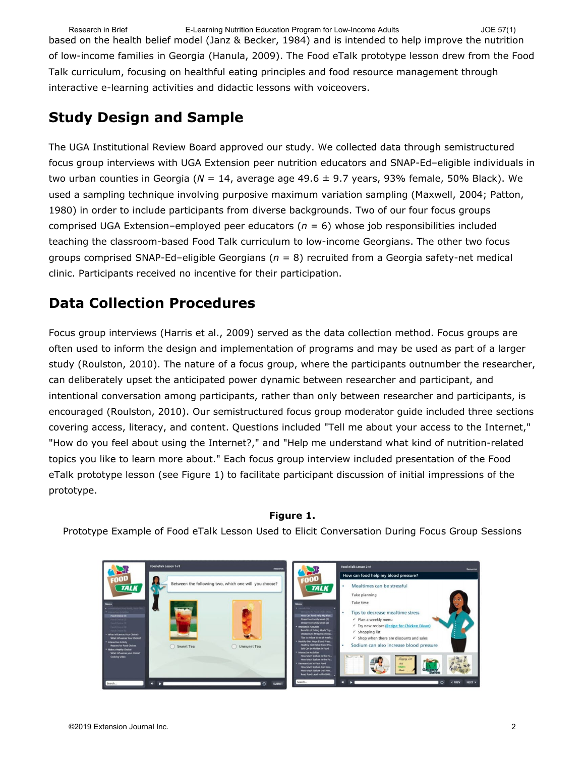based on the health belief model (Janz & Becker, 1984) and is intended to help improve the nutrition of low-income families in Georgia (Hanula, 2009). The Food eTalk prototype lesson drew from the Food Talk curriculum, focusing on healthful eating principles and food resource management through interactive e-learning activities and didactic lessons with voiceovers.

## Study Design and Sample

The UGA Institutional Review Board approved our study. We collected data through semistructured focus group interviews with UGA Extension peer nutrition educators and SNAP-Ed–eligible individuals in two urban counties in Georgia (*N* = 14, average age 49.6 ± 9.7 years, 93% female, 50% Black). We used a sampling technique involving purposive maximum variation sampling (Maxwell, 2004; Patton, 1980) in order to include participants from diverse backgrounds. Two of our four focus groups comprised UGA Extension–employed peer educators (*n* = 6) whose job responsibilities included teaching the classroom-based Food Talk curriculum to low-income Georgians. The other two focus groups comprised SNAP-Ed–eligible Georgians (*n* = 8) recruited from a Georgia safety-net medical clinic. Participants received no incentive for their participation.

## Data Collection Procedures

Focus group interviews (Harris et al., 2009) served as the data collection method. Focus groups are often used to inform the design and implementation of programs and may be used as part of a larger study (Roulston, 2010). The nature of a focus group, where the participants outnumber the researcher, can deliberately upset the anticipated power dynamic between researcher and participant, and intentional conversation among participants, rather than only between researcher and participants, is encouraged (Roulston, 2010). Our semistructured focus group moderator guide included three sections covering access, literacy, and content. Questions included "Tell me about your access to the Internet," "How do you feel about using the Internet?," and "Help me understand what kind of nutrition-related topics you like to learn more about." Each focus group interview included presentation of the Food eTalk prototype lesson (see Figure 1) to facilitate participant discussion of initial impressions of the prototype.

**Figure 1.**

Prototype Example of Food eTalk Lesson Used to Elicit Conversation During Focus Group Sessions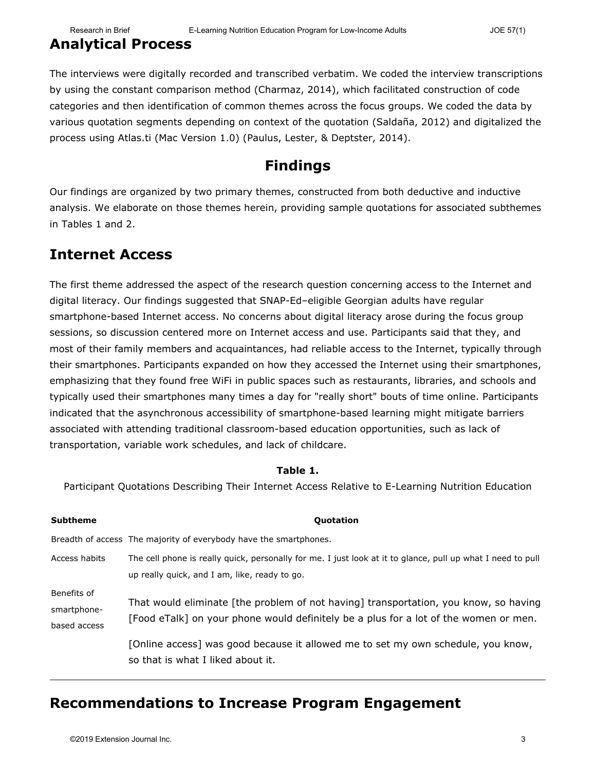## Analytical Process

The interviews were digitally recorded and transcribed verbatim. We coded the interview transcriptions by using the constant comparison method (Charmaz, 2014), which facilitated construction of code categories and then identification of common themes across the focus groups. We coded the data by various quotation segments depending on context of the quotation (Saldaña, 2012) and digitalized the process using Atlas.ti (Mac Version 1.0) (Paulus, Lester, & Deptster, 2014).

# Findings

Our findings are organized by two primary themes, constructed from both deductive and inductive analysis. We elaborate on those themes herein, providing sample quotations for associated subthemes in Tables 1 and 2.

## Internet Access

The first theme addressed the aspect of the research question concerning access to the Internet and digital literacy. Our findings suggested that SNAP-Ed–eligible Georgian adults have regular smartphone-based Internet access. No concerns about digital literacy arose during the focus group sessions, so discussion centered more on Internet access and use. Participants said that they, and most of their family members and acquaintances, had reliable access to the Internet, typically through their smartphones. Participants expanded on how they accessed the Internet using their smartphones, emphasizing that they found free WiFi in public spaces such as restaurants, libraries, and schools and typically used their smartphones many times a day for "really short" bouts of time online. Participants indicated that the asynchronous accessibility of smartphone-based learning might mitigate barriers associated with attending traditional classroom-based education opportunities, such as lack of transportation, variable work schedules, and lack of childcare.

**Table 1.**
Participant Quotations Describing Their Internet Access Relative to E-Learning Nutrition Education

| Subtheme | Quotation |
|---|---|
| Breadth of access | The majority of everybody have the smartphones. |
| Access habits | The cell phone is really quick, personally for me. I just look at it to glance, pull up what I need to pull up really quick, and I am, like, ready to go. |
| Benefits of smartphone-based access | That would eliminate [the problem of not having] transportation, you know, so having [Food eTalk] on your phone would definitely be a plus for a lot of the women or men. |
| | [Online access] was good because it allowed me to set my own schedule, you know, so that is what I liked about it. |

## Recommendations to Increase Program Engagement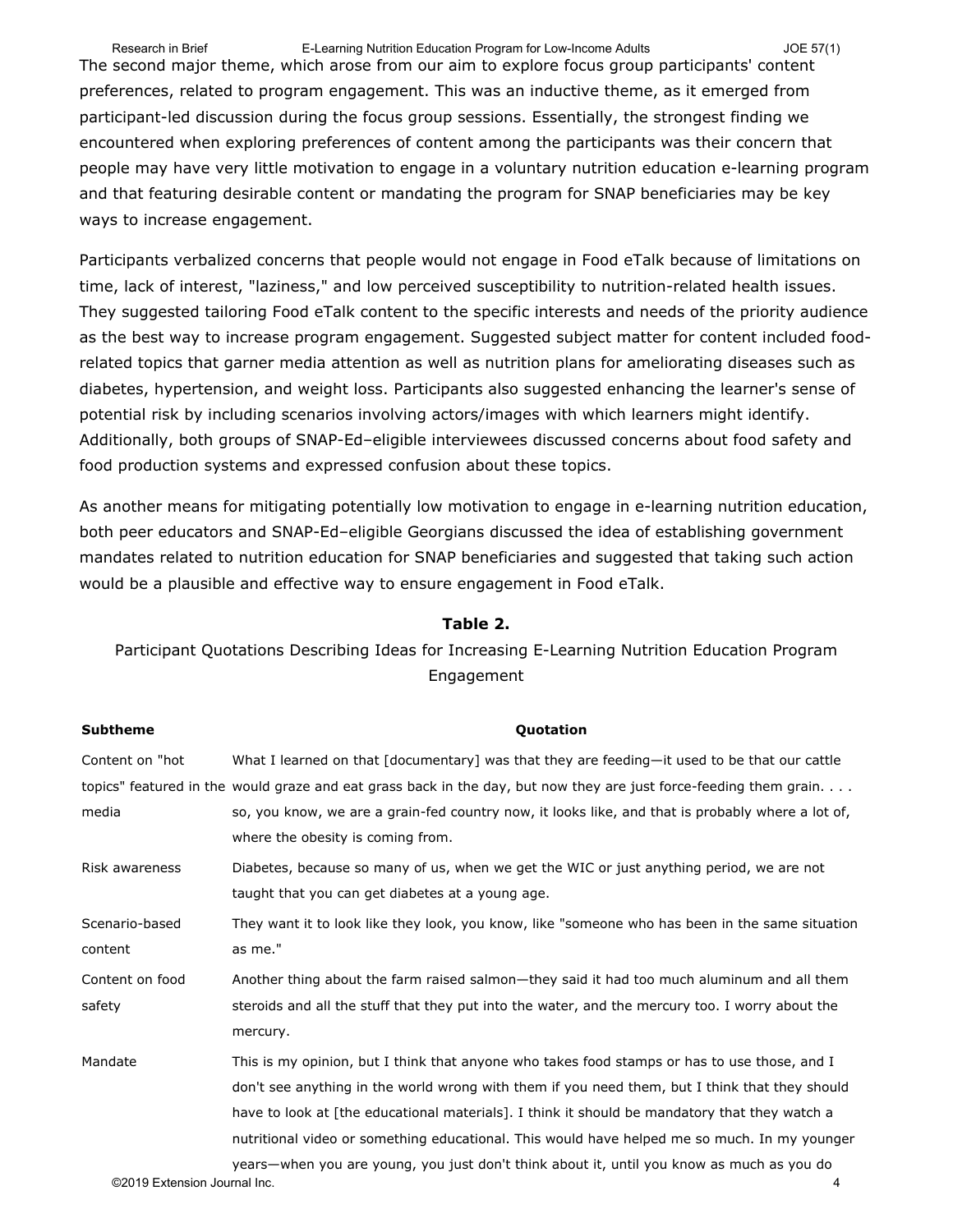The second major theme, which arose from our aim to explore focus group participants' content preferences, related to program engagement. This was an inductive theme, as it emerged from participant-led discussion during the focus group sessions. Essentially, the strongest finding we encountered when exploring preferences of content among the participants was their concern that people may have very little motivation to engage in a voluntary nutrition education e-learning program and that featuring desirable content or mandating the program for SNAP beneficiaries may be key ways to increase engagement.

Participants verbalized concerns that people would not engage in Food eTalk because of limitations on time, lack of interest, "laziness," and low perceived susceptibility to nutrition-related health issues. They suggested tailoring Food eTalk content to the specific interests and needs of the priority audience as the best way to increase program engagement. Suggested subject matter for content included food-related topics that garner media attention as well as nutrition plans for ameliorating diseases such as diabetes, hypertension, and weight loss. Participants also suggested enhancing the learner's sense of potential risk by including scenarios involving actors/images with which learners might identify. Additionally, both groups of SNAP-Ed–eligible interviewees discussed concerns about food safety and food production systems and expressed confusion about these topics.

As another means for mitigating potentially low motivation to engage in e-learning nutrition education, both peer educators and SNAP-Ed–eligible Georgians discussed the idea of establishing government mandates related to nutrition education for SNAP beneficiaries and suggested that taking such action would be a plausible and effective way to ensure engagement in Food eTalk.

**Table 2.**

Participant Quotations Describing Ideas for Increasing E-Learning Nutrition Education Program Engagement

| Subtheme | Quotation |
|---|---|
| Content on "hot topics" featured in the media | What I learned on that [documentary] was that they are feeding—it used to be that our cattle would graze and eat grass back in the day, but now they are just force-feeding them grain. . . . so, you know, we are a grain-fed country now, it looks like, and that is probably where a lot of, where the obesity is coming from. |
| Risk awareness | Diabetes, because so many of us, when we get the WIC or just anything period, we are not taught that you can get diabetes at a young age. |
| Scenario-based content | They want it to look like they look, you know, like "someone who has been in the same situation as me." |
| Content on food safety | Another thing about the farm raised salmon—they said it had too much aluminum and all them steroids and all the stuff that they put into the water, and the mercury too. I worry about the mercury. |
| Mandate | This is my opinion, but I think that anyone who takes food stamps or has to use those, and I don't see anything in the world wrong with them if you need them, but I think that they should have to look at [the educational materials]. I think it should be mandatory that they watch a nutritional video or something educational. This would have helped me so much. In my younger years—when you are young, you just don't think about it, until you know as much as you do |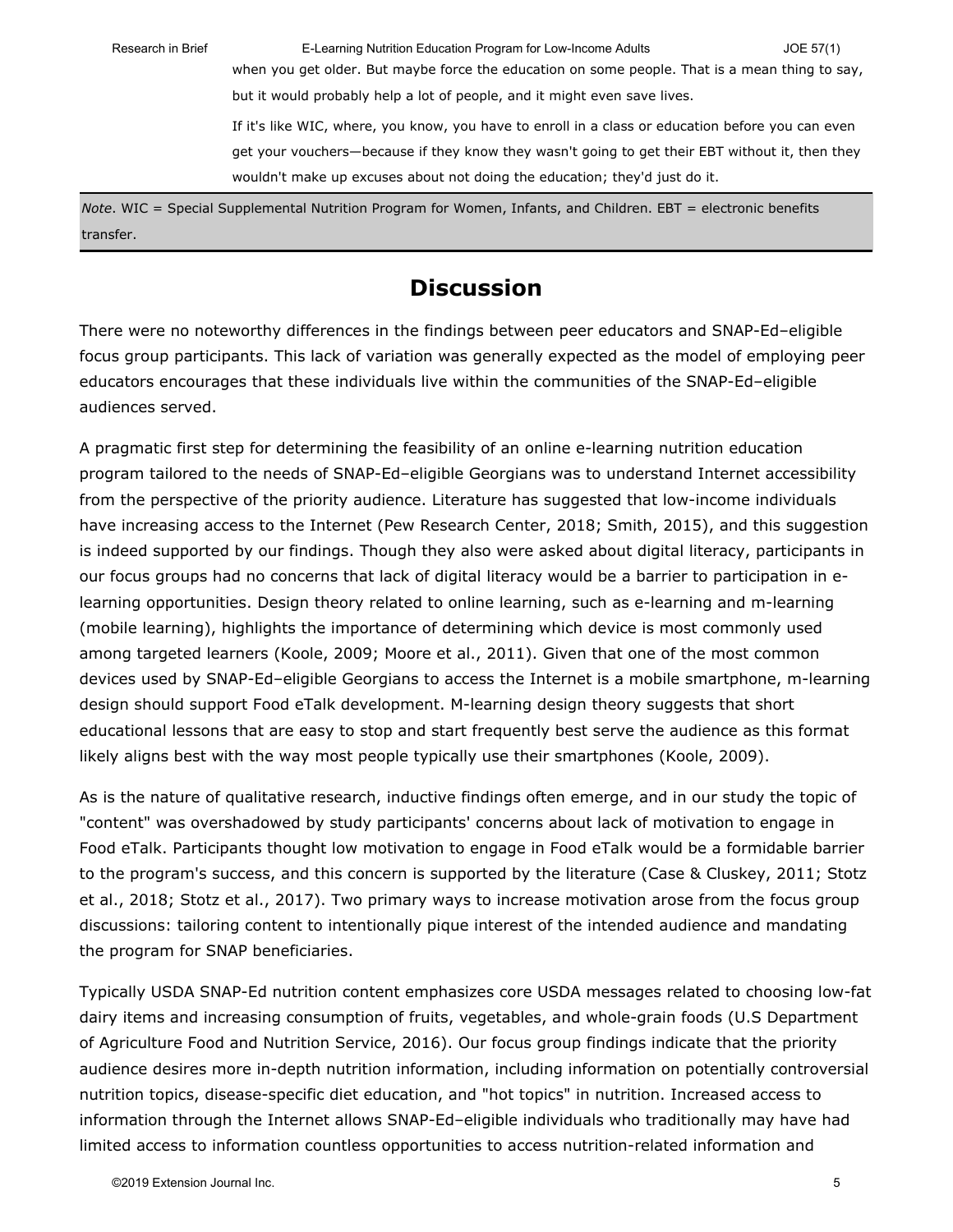| | |
|---|---|
| | when you get older. But maybe force the education on some people. That is a mean thing to say, but it would probably help a lot of people, and it might even save lives. |
| | If it's like WIC, where, you know, you have to enroll in a class or education before you can even get your vouchers—because if they know they wasn't going to get their EBT without it, then they wouldn't make up excuses about not doing the education; they'd just do it. |

*Note*. WIC = Special Supplemental Nutrition Program for Women, Infants, and Children. EBT = electronic benefits transfer.

## Discussion

There were no noteworthy differences in the findings between peer educators and SNAP-Ed–eligible focus group participants. This lack of variation was generally expected as the model of employing peer educators encourages that these individuals live within the communities of the SNAP-Ed–eligible audiences served.

A pragmatic first step for determining the feasibility of an online e-learning nutrition education program tailored to the needs of SNAP-Ed–eligible Georgians was to understand Internet accessibility from the perspective of the priority audience. Literature has suggested that low-income individuals have increasing access to the Internet (Pew Research Center, 2018; Smith, 2015), and this suggestion is indeed supported by our findings. Though they also were asked about digital literacy, participants in our focus groups had no concerns that lack of digital literacy would be a barrier to participation in e-learning opportunities. Design theory related to online learning, such as e-learning and m-learning (mobile learning), highlights the importance of determining which device is most commonly used among targeted learners (Koole, 2009; Moore et al., 2011). Given that one of the most common devices used by SNAP-Ed–eligible Georgians to access the Internet is a mobile smartphone, m-learning design should support Food eTalk development. M-learning design theory suggests that short educational lessons that are easy to stop and start frequently best serve the audience as this format likely aligns best with the way most people typically use their smartphones (Koole, 2009).

As is the nature of qualitative research, inductive findings often emerge, and in our study the topic of "content" was overshadowed by study participants' concerns about lack of motivation to engage in Food eTalk. Participants thought low motivation to engage in Food eTalk would be a formidable barrier to the program's success, and this concern is supported by the literature (Case & Cluskey, 2011; Stotz et al., 2018; Stotz et al., 2017). Two primary ways to increase motivation arose from the focus group discussions: tailoring content to intentionally pique interest of the intended audience and mandating the program for SNAP beneficiaries.

Typically USDA SNAP-Ed nutrition content emphasizes core USDA messages related to choosing low-fat dairy items and increasing consumption of fruits, vegetables, and whole-grain foods (U.S Department of Agriculture Food and Nutrition Service, 2016). Our focus group findings indicate that the priority audience desires more in-depth nutrition information, including information on potentially controversial nutrition topics, disease-specific diet education, and "hot topics" in nutrition. Increased access to information through the Internet allows SNAP-Ed–eligible individuals who traditionally may have had limited access to information countless opportunities to access nutrition-related information and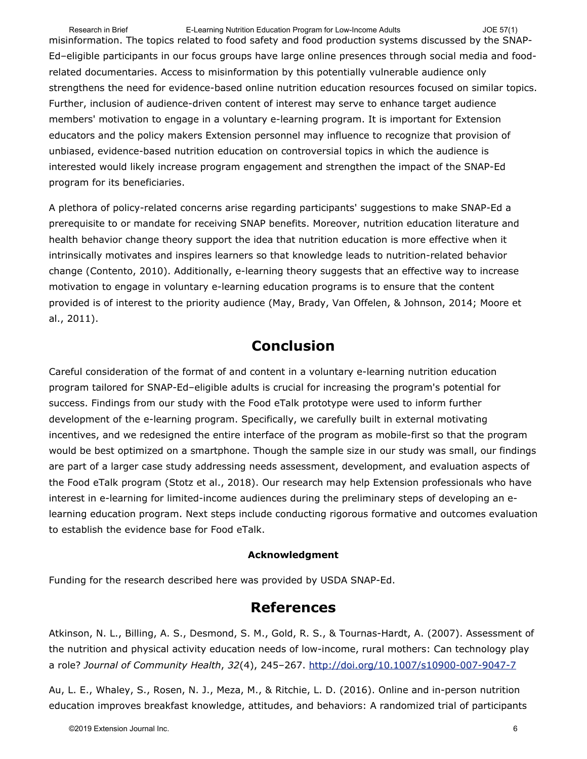misinformation. The topics related to food safety and food production systems discussed by the SNAP-Ed–eligible participants in our focus groups have large online presences through social media and food-related documentaries. Access to misinformation by this potentially vulnerable audience only strengthens the need for evidence-based online nutrition education resources focused on similar topics. Further, inclusion of audience-driven content of interest may serve to enhance target audience members' motivation to engage in a voluntary e-learning program. It is important for Extension educators and the policy makers Extension personnel may influence to recognize that provision of unbiased, evidence-based nutrition education on controversial topics in which the audience is interested would likely increase program engagement and strengthen the impact of the SNAP-Ed program for its beneficiaries.

A plethora of policy-related concerns arise regarding participants' suggestions to make SNAP-Ed a prerequisite to or mandate for receiving SNAP benefits. Moreover, nutrition education literature and health behavior change theory support the idea that nutrition education is more effective when it intrinsically motivates and inspires learners so that knowledge leads to nutrition-related behavior change (Contento, 2010). Additionally, e-learning theory suggests that an effective way to increase motivation to engage in voluntary e-learning education programs is to ensure that the content provided is of interest to the priority audience (May, Brady, Van Offelen, & Johnson, 2014; Moore et al., 2011).

## Conclusion

Careful consideration of the format of and content in a voluntary e-learning nutrition education program tailored for SNAP-Ed–eligible adults is crucial for increasing the program's potential for success. Findings from our study with the Food eTalk prototype were used to inform further development of the e-learning program. Specifically, we carefully built in external motivating incentives, and we redesigned the entire interface of the program as mobile-first so that the program would be best optimized on a smartphone. Though the sample size in our study was small, our findings are part of a larger case study addressing needs assessment, development, and evaluation aspects of the Food eTalk program (Stotz et al., 2018). Our research may help Extension professionals who have interest in e-learning for limited-income audiences during the preliminary steps of developing an e-learning education program. Next steps include conducting rigorous formative and outcomes evaluation to establish the evidence base for Food eTalk.

### Acknowledgment

Funding for the research described here was provided by USDA SNAP-Ed.

## References

Atkinson, N. L., Billing, A. S., Desmond, S. M., Gold, R. S., & Tournas-Hardt, A. (2007). Assessment of the nutrition and physical activity education needs of low-income, rural mothers: Can technology play a role? *Journal of Community Health*, *32*(4), 245–267. http://doi.org/10.1007/s10900-007-9047-7

Au, L. E., Whaley, S., Rosen, N. J., Meza, M., & Ritchie, L. D. (2016). Online and in-person nutrition education improves breakfast knowledge, attitudes, and behaviors: A randomized trial of participants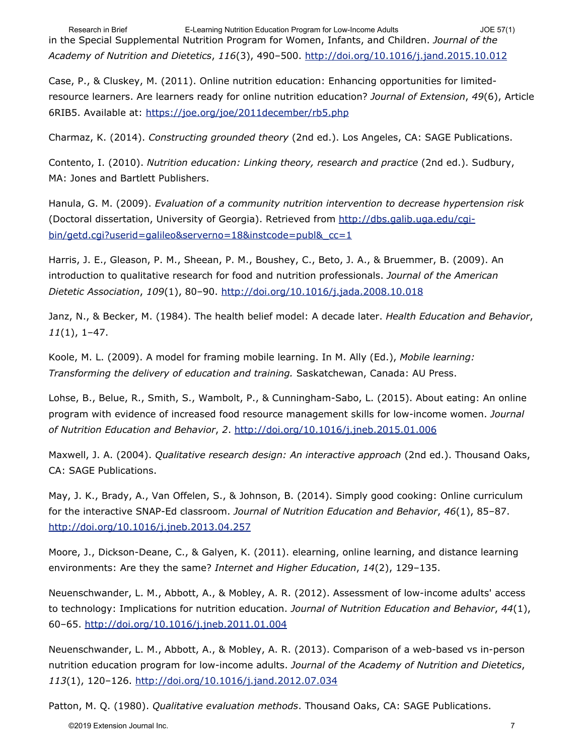in the Special Supplemental Nutrition Program for Women, Infants, and Children. *Journal of the Academy of Nutrition and Dietetics*, *116*(3), 490–500. http://doi.org/10.1016/j.jand.2015.10.012

Case, P., & Cluskey, M. (2011). Online nutrition education: Enhancing opportunities for limited-resource learners. Are learners ready for online nutrition education? *Journal of Extension*, *49*(6), Article 6RIB5. Available at: https://joe.org/joe/2011december/rb5.php

Charmaz, K. (2014). *Constructing grounded theory* (2nd ed.). Los Angeles, CA: SAGE Publications.

Contento, I. (2010). *Nutrition education: Linking theory, research and practice* (2nd ed.). Sudbury, MA: Jones and Bartlett Publishers.

Hanula, G. M. (2009). *Evaluation of a community nutrition intervention to decrease hypertension risk* (Doctoral dissertation, University of Georgia). Retrieved from http://dbs.galib.uga.edu/cgi-bin/getd.cgi?userid=galileo&serverno=18&instcode=publ&_cc=1

Harris, J. E., Gleason, P. M., Sheean, P. M., Boushey, C., Beto, J. A., & Bruemmer, B. (2009). An introduction to qualitative research for food and nutrition professionals. *Journal of the American Dietetic Association*, *109*(1), 80–90. http://doi.org/10.1016/j.jada.2008.10.018

Janz, N., & Becker, M. (1984). The health belief model: A decade later. *Health Education and Behavior*, *11*(1), 1–47.

Koole, M. L. (2009). A model for framing mobile learning. In M. Ally (Ed.), *Mobile learning: Transforming the delivery of education and training.* Saskatchewan, Canada: AU Press.

Lohse, B., Belue, R., Smith, S., Wambolt, P., & Cunningham-Sabo, L. (2015). About eating: An online program with evidence of increased food resource management skills for low-income women. *Journal of Nutrition Education and Behavior*, *2*. http://doi.org/10.1016/j.jneb.2015.01.006

Maxwell, J. A. (2004). *Qualitative research design: An interactive approach* (2nd ed.). Thousand Oaks, CA: SAGE Publications.

May, J. K., Brady, A., Van Offelen, S., & Johnson, B. (2014). Simply good cooking: Online curriculum for the interactive SNAP-Ed classroom. *Journal of Nutrition Education and Behavior*, *46*(1), 85–87. http://doi.org/10.1016/j.jneb.2013.04.257

Moore, J., Dickson-Deane, C., & Galyen, K. (2011). elearning, online learning, and distance learning environments: Are they the same? *Internet and Higher Education*, *14*(2), 129–135.

Neuenschwander, L. M., Abbott, A., & Mobley, A. R. (2012). Assessment of low-income adults' access to technology: Implications for nutrition education. *Journal of Nutrition Education and Behavior*, *44*(1), 60–65. http://doi.org/10.1016/j.jneb.2011.01.004

Neuenschwander, L. M., Abbott, A., & Mobley, A. R. (2013). Comparison of a web-based vs in-person nutrition education program for low-income adults. *Journal of the Academy of Nutrition and Dietetics*, *113*(1), 120–126. http://doi.org/10.1016/j.jand.2012.07.034

Patton, M. Q. (1980). *Qualitative evaluation methods*. Thousand Oaks, CA: SAGE Publications.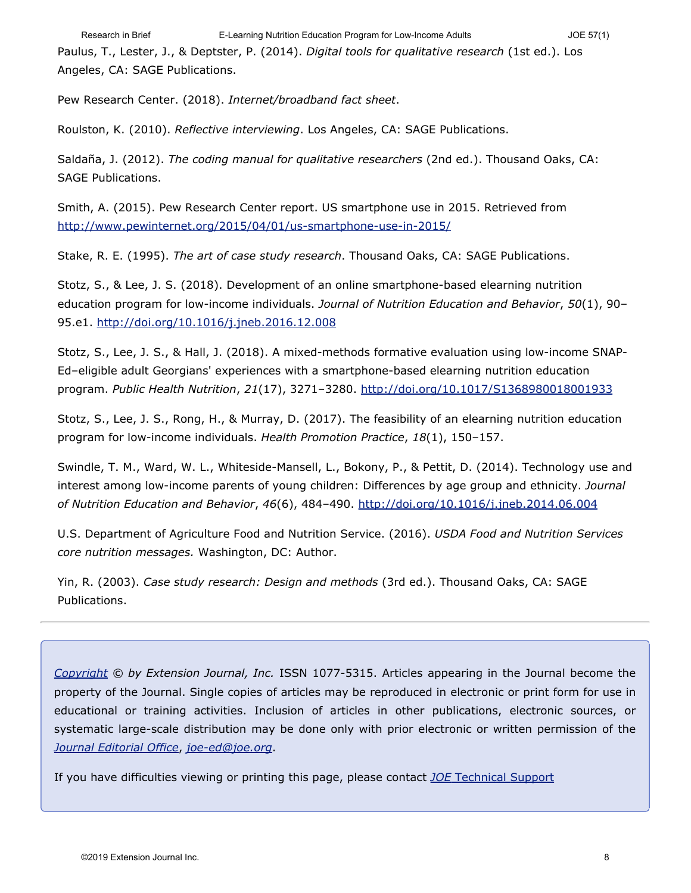Paulus, T., Lester, J., & Deptster, P. (2014). *Digital tools for qualitative research* (1st ed.). Los Angeles, CA: SAGE Publications.

Pew Research Center. (2018). *Internet/broadband fact sheet*.

Roulston, K. (2010). *Reflective interviewing*. Los Angeles, CA: SAGE Publications.

Saldaña, J. (2012). *The coding manual for qualitative researchers* (2nd ed.). Thousand Oaks, CA: SAGE Publications.

Smith, A. (2015). Pew Research Center report. US smartphone use in 2015. Retrieved from http://www.pewinternet.org/2015/04/01/us-smartphone-use-in-2015/

Stake, R. E. (1995). *The art of case study research*. Thousand Oaks, CA: SAGE Publications.

Stotz, S., & Lee, J. S. (2018). Development of an online smartphone-based elearning nutrition education program for low-income individuals. *Journal of Nutrition Education and Behavior*, *50*(1), 90–95.e1. http://doi.org/10.1016/j.jneb.2016.12.008

Stotz, S., Lee, J. S., & Hall, J. (2018). A mixed-methods formative evaluation using low-income SNAP-Ed–eligible adult Georgians' experiences with a smartphone-based elearning nutrition education program. *Public Health Nutrition*, *21*(17), 3271–3280. http://doi.org/10.1017/S1368980018001933

Stotz, S., Lee, J. S., Rong, H., & Murray, D. (2017). The feasibility of an elearning nutrition education program for low-income individuals. *Health Promotion Practice*, *18*(1), 150–157.

Swindle, T. M., Ward, W. L., Whiteside-Mansell, L., Bokony, P., & Pettit, D. (2014). Technology use and interest among low-income parents of young children: Differences by age group and ethnicity. *Journal of Nutrition Education and Behavior*, *46*(6), 484–490. http://doi.org/10.1016/j.jneb.2014.06.004

U.S. Department of Agriculture Food and Nutrition Service. (2016). *USDA Food and Nutrition Services core nutrition messages.* Washington, DC: Author.

Yin, R. (2003). *Case study research: Design and methods* (3rd ed.). Thousand Oaks, CA: SAGE Publications.

---

*Copyright © by Extension Journal, Inc.* ISSN 1077-5315. Articles appearing in the Journal become the property of the Journal. Single copies of articles may be reproduced in electronic or print form for use in educational or training activities. Inclusion of articles in other publications, electronic sources, or systematic large-scale distribution may be done only with prior electronic or written permission of the *Journal Editorial Office*, *joe-ed@joe.org*.

If you have difficulties viewing or printing this page, please contact *JOE* Technical Support